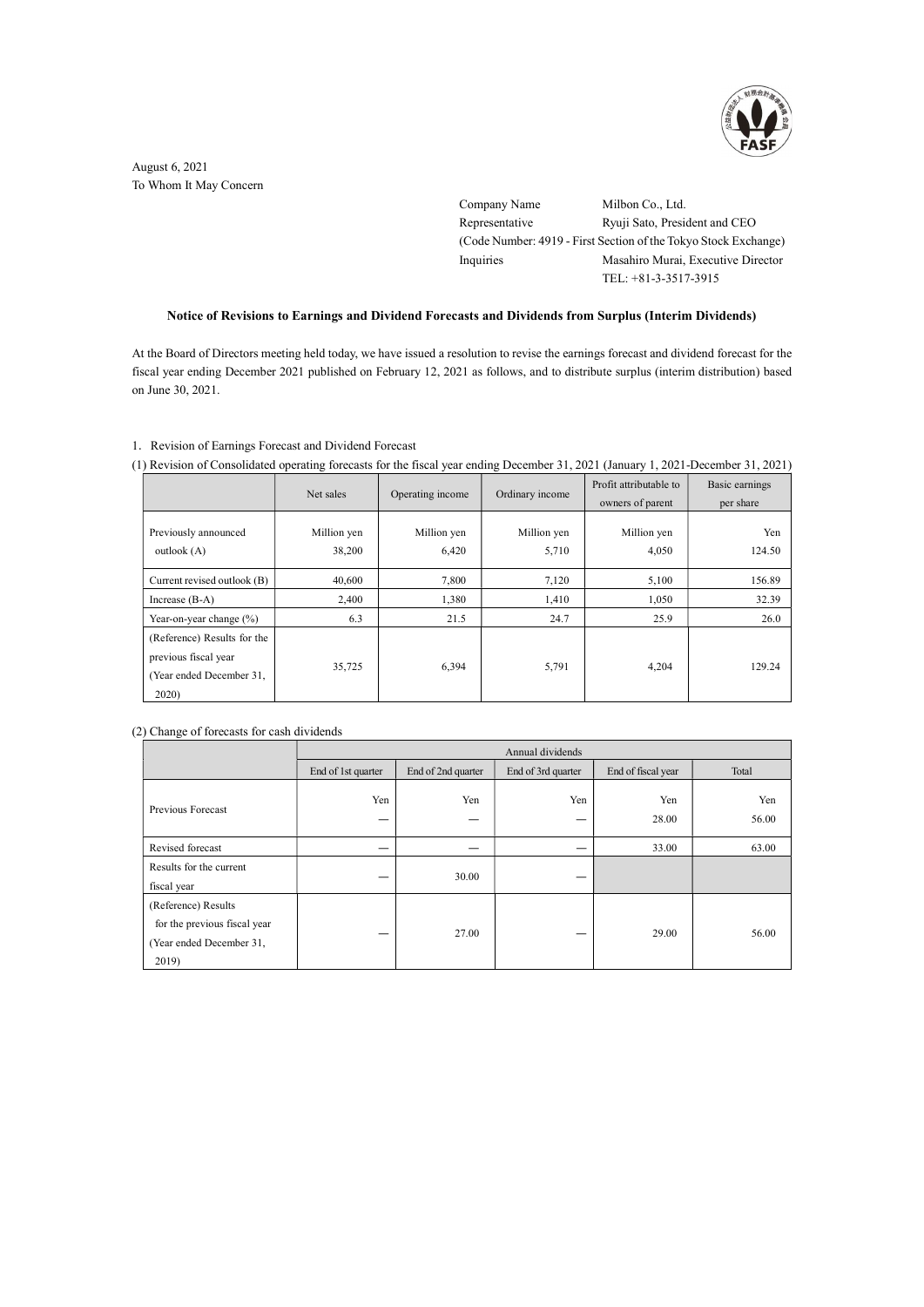August 6, 2021

To Whom It May Concern

Company Name Milbon Co., Ltd.
Representative Ryuji Sato, President and CEO
(Code Number: 4919 - First Section of the Tokyo Stock Exchange)
Inquiries Masahiro Murai, Executive Director
TEL: +81-3-3517-3915

**Notice of Revisions to Earnings and Dividend Forecasts and Dividends from Surplus (Interim Dividends)**

At the Board of Directors meeting held today, we have issued a resolution to revise the earnings forecast and dividend forecast for the fiscal year ending December 2021 published on February 12, 2021 as follows, and to distribute surplus (interim distribution) based on June 30, 2021.

1. Revision of Earnings Forecast and Dividend Forecast

(1) Revision of Consolidated operating forecasts for the fiscal year ending December 31, 2021 (January 1, 2021-December 31, 2021)

| | Net sales | Operating income | Ordinary income | Profit attributable to owners of parent | Basic earnings per share |
|---|---|---|---|---|---|
| Previously announced outlook (A) | Million yen 38,200 | Million yen 6,420 | Million yen 5,710 | Million yen 4,050 | Yen 124.50 |
| Current revised outlook (B) | 40,600 | 7,800 | 7,120 | 5,100 | 156.89 |
| Increase (B-A) | 2,400 | 1,380 | 1,410 | 1,050 | 32.39 |
| Year-on-year change (%) | 6.3 | 21.5 | 24.7 | 25.9 | 26.0 |
| (Reference) Results for the previous fiscal year (Year ended December 31, 2020) | 35,725 | 6,394 | 5,791 | 4,204 | 129.24 |

(2) Change of forecasts for cash dividends

| | Annual dividends | | | | |
|---|---|---|---|---|---|
| | End of 1st quarter | End of 2nd quarter | End of 3rd quarter | End of fiscal year | Total |
| Previous Forecast | Yen — | Yen — | Yen — | Yen 28.00 | Yen 56.00 |
| Revised forecast | — | — | — | 33.00 | 63.00 |
| Results for the current fiscal year | — | 30.00 | — | | |
| (Reference) Results for the previous fiscal year (Year ended December 31, 2019) | — | 27.00 | — | 29.00 | 56.00 |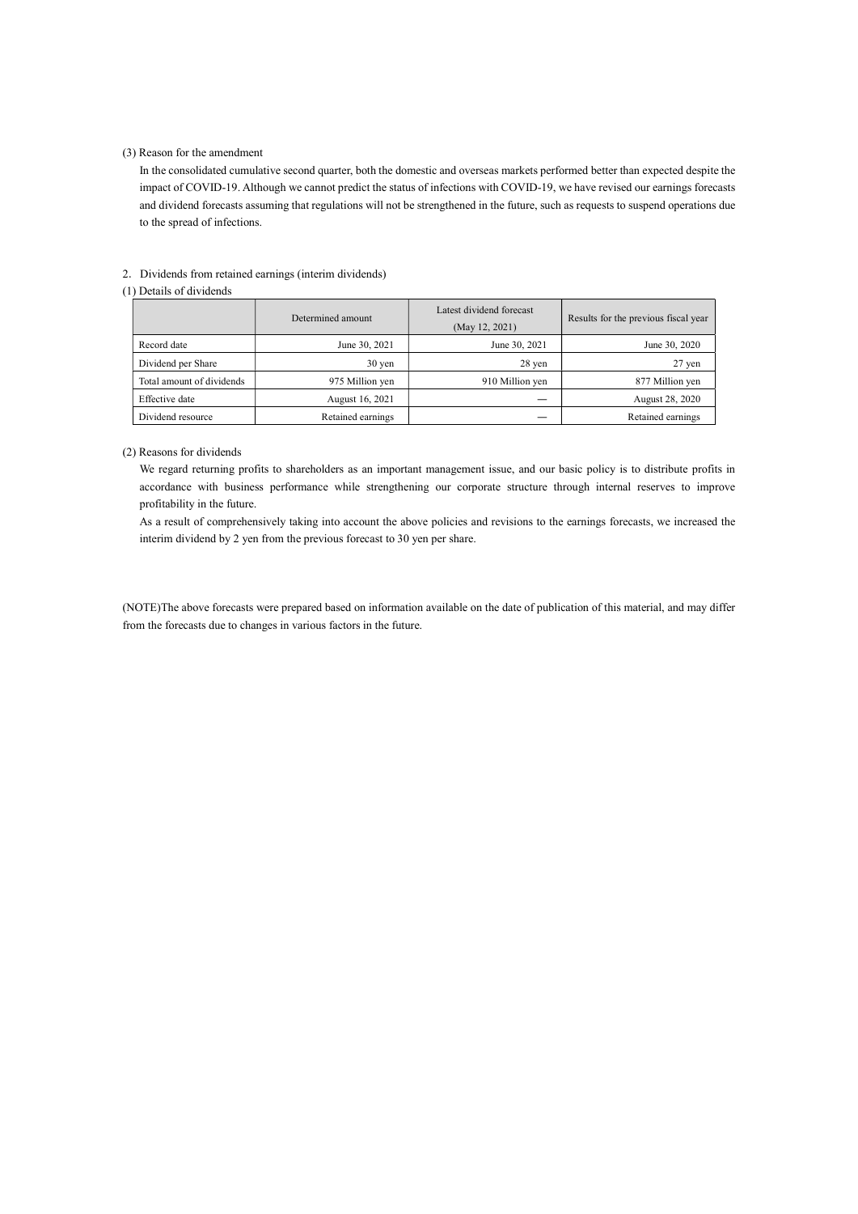(3) Reason for the amendment

In the consolidated cumulative second quarter, both the domestic and overseas markets performed better than expected despite the impact of COVID-19. Although we cannot predict the status of infections with COVID-19, we have revised our earnings forecasts and dividend forecasts assuming that regulations will not be strengthened in the future, such as requests to suspend operations due to the spread of infections.

2. Dividends from retained earnings (interim dividends)

(1) Details of dividends

| | Determined amount | Latest dividend forecast (May 12, 2021) | Results for the previous fiscal year |
|---|---|---|---|
| Record date | June 30, 2021 | June 30, 2021 | June 30, 2020 |
| Dividend per Share | 30 yen | 28 yen | 27 yen |
| Total amount of dividends | 975 Million yen | 910 Million yen | 877 Million yen |
| Effective date | August 16, 2021 | — | August 28, 2020 |
| Dividend resource | Retained earnings | — | Retained earnings |

(2) Reasons for dividends

We regard returning profits to shareholders as an important management issue, and our basic policy is to distribute profits in accordance with business performance while strengthening our corporate structure through internal reserves to improve profitability in the future.

As a result of comprehensively taking into account the above policies and revisions to the earnings forecasts, we increased the interim dividend by 2 yen from the previous forecast to 30 yen per share.

(NOTE)The above forecasts were prepared based on information available on the date of publication of this material, and may differ from the forecasts due to changes in various factors in the future.